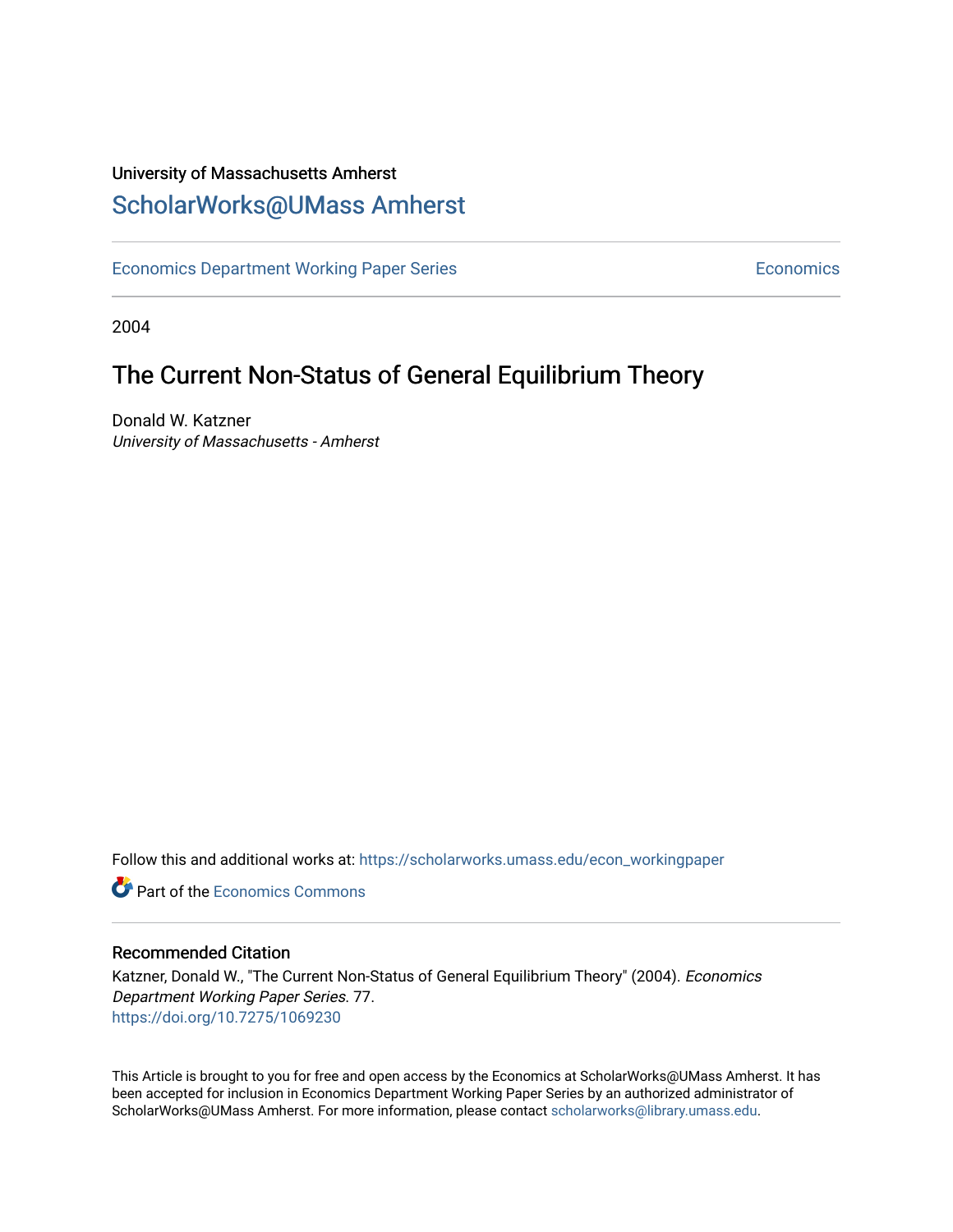University of Massachusetts Amherst

# ScholarWorks@UMass Amherst

Economics Department Working Paper Series | Economics

2004

## The Current Non-Status of General Equilibrium Theory

Donald W. Katzner
*University of Massachusetts - Amherst*

Follow this and additional works at: https://scholarworks.umass.edu/econ_workingpaper

Part of the Economics Commons

### Recommended Citation

Katzner, Donald W., "The Current Non-Status of General Equilibrium Theory" (2004). *Economics Department Working Paper Series*. 77.
https://doi.org/10.7275/1069230

This Article is brought to you for free and open access by the Economics at ScholarWorks@UMass Amherst. It has been accepted for inclusion in Economics Department Working Paper Series by an authorized administrator of ScholarWorks@UMass Amherst. For more information, please contact scholarworks@library.umass.edu.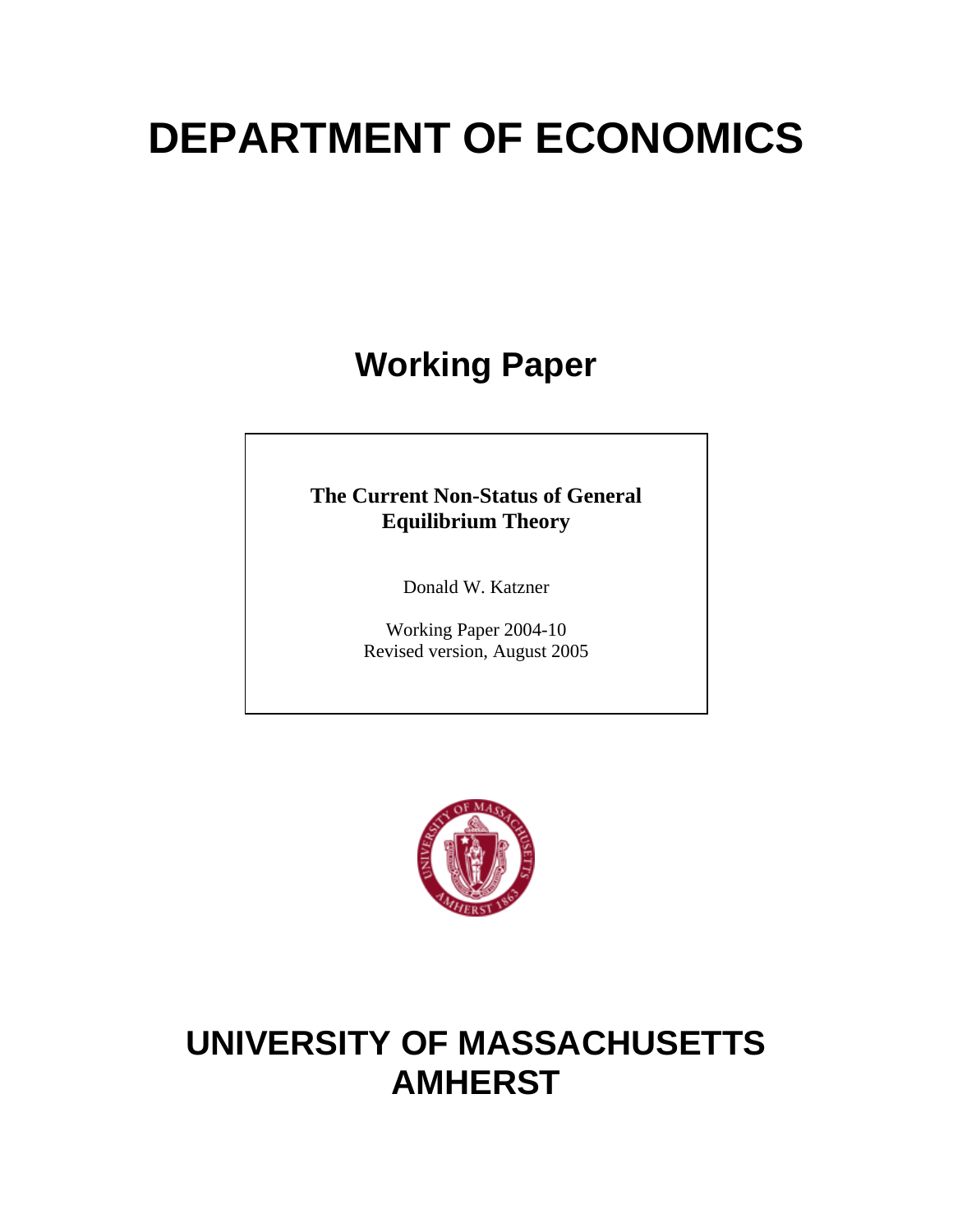# DEPARTMENT OF ECONOMICS

## Working Paper

**The Current Non-Status of General Equilibrium Theory**

Donald W. Katzner

Working Paper 2004-10
Revised version, August 2005

# UNIVERSITY OF MASSACHUSETTS AMHERST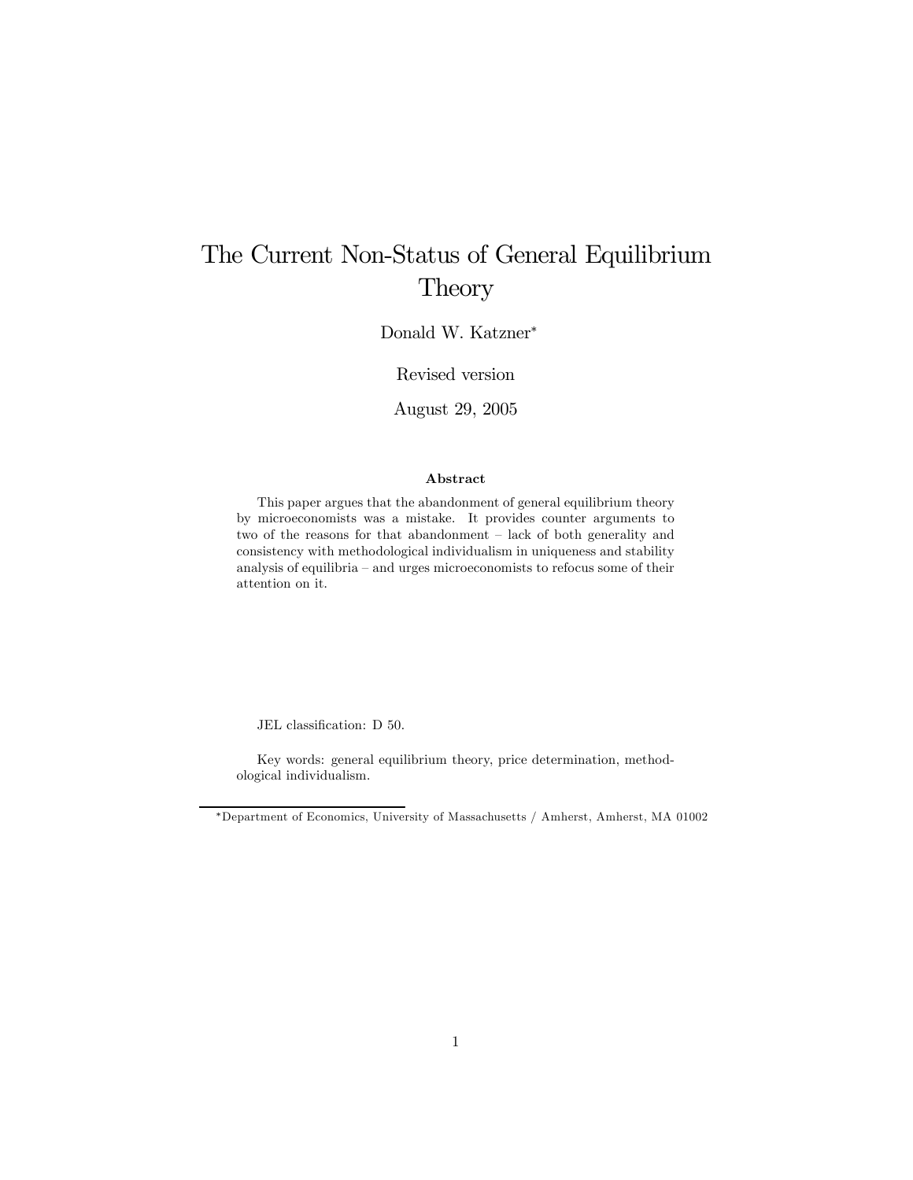# The Current Non-Status of General Equilibrium Theory

Donald W. Katzner*

Revised version

August 29, 2005

### Abstract

This paper argues that the abandonment of general equilibrium theory by microeconomists was a mistake. It provides counter arguments to two of the reasons for that abandonment – lack of both generality and consistency with methodological individualism in uniqueness and stability analysis of equilibria – and urges microeconomists to refocus some of their attention on it.

JEL classification: D 50.

Key words: general equilibrium theory, price determination, methodological individualism.

*Department of Economics, University of Massachusetts / Amherst, Amherst, MA 01002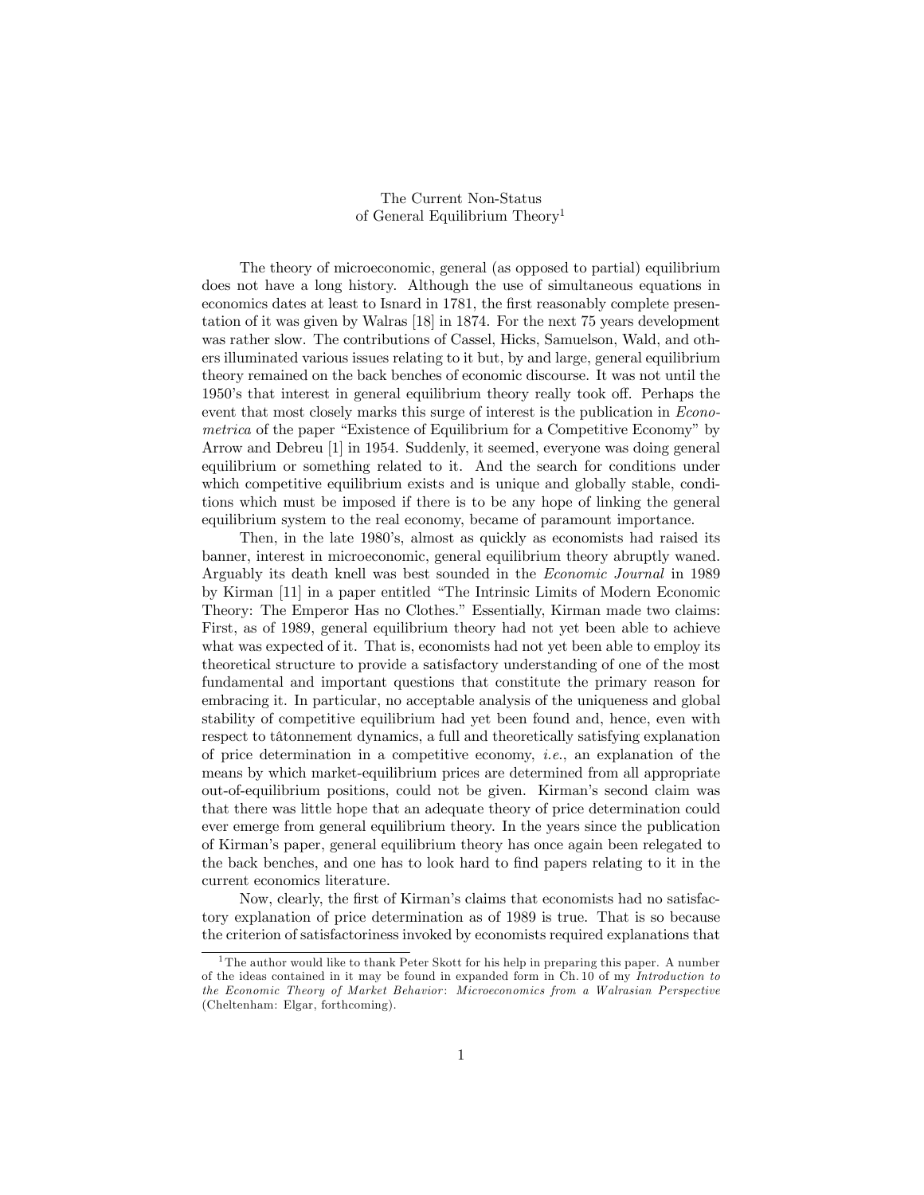# The Current Non-Status of General Equilibrium Theory[1]

The theory of microeconomic, general (as opposed to partial) equilibrium does not have a long history. Although the use of simultaneous equations in economics dates at least to Isnard in 1781, the first reasonably complete presentation of it was given by Walras [18] in 1874. For the next 75 years development was rather slow. The contributions of Cassel, Hicks, Samuelson, Wald, and others illuminated various issues relating to it but, by and large, general equilibrium theory remained on the back benches of economic discourse. It was not until the 1950's that interest in general equilibrium theory really took off. Perhaps the event that most closely marks this surge of interest is the publication in *Econometrica* of the paper "Existence of Equilibrium for a Competitive Economy" by Arrow and Debreu [1] in 1954. Suddenly, it seemed, everyone was doing general equilibrium or something related to it. And the search for conditions under which competitive equilibrium exists and is unique and globally stable, conditions which must be imposed if there is to be any hope of linking the general equilibrium system to the real economy, became of paramount importance.

Then, in the late 1980's, almost as quickly as economists had raised its banner, interest in microeconomic, general equilibrium theory abruptly waned. Arguably its death knell was best sounded in the *Economic Journal* in 1989 by Kirman [11] in a paper entitled "The Intrinsic Limits of Modern Economic Theory: The Emperor Has no Clothes." Essentially, Kirman made two claims: First, as of 1989, general equilibrium theory had not yet been able to achieve what was expected of it. That is, economists had not yet been able to employ its theoretical structure to provide a satisfactory understanding of one of the most fundamental and important questions that constitute the primary reason for embracing it. In particular, no acceptable analysis of the uniqueness and global stability of competitive equilibrium had yet been found and, hence, even with respect to tâtonnement dynamics, a full and theoretically satisfying explanation of price determination in a competitive economy, *i.e.*, an explanation of the means by which market-equilibrium prices are determined from all appropriate out-of-equilibrium positions, could not be given. Kirman's second claim was that there was little hope that an adequate theory of price determination could ever emerge from general equilibrium theory. In the years since the publication of Kirman's paper, general equilibrium theory has once again been relegated to the back benches, and one has to look hard to find papers relating to it in the current economics literature.

Now, clearly, the first of Kirman's claims that economists had no satisfactory explanation of price determination as of 1989 is true. That is so because the criterion of satisfactoriness invoked by economists required explanations that

---

[1] The author would like to thank Peter Skott for his help in preparing this paper. A number of the ideas contained in it may be found in expanded form in Ch. 10 of my *Introduction to the Economic Theory of Market Behavior*: *Microeconomics from a Walrasian Perspective* (Cheltenham: Elgar, forthcoming).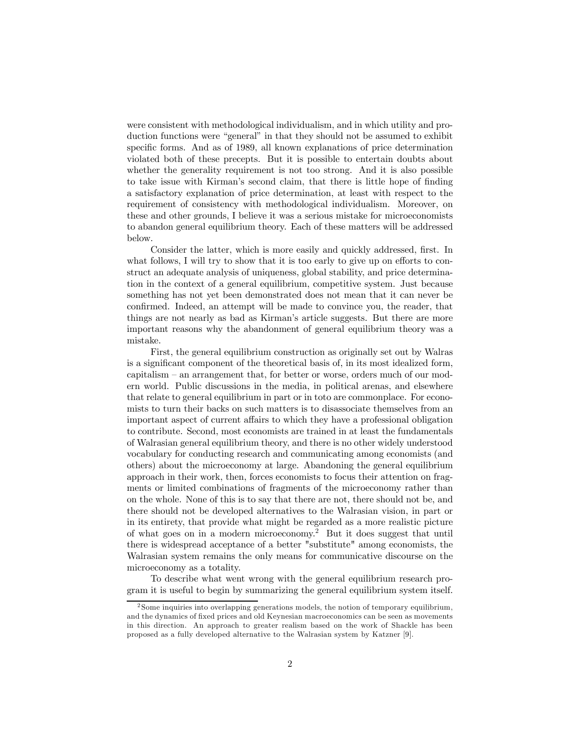were consistent with methodological individualism, and in which utility and production functions were "general" in that they should not be assumed to exhibit specific forms. And as of 1989, all known explanations of price determination violated both of these precepts. But it is possible to entertain doubts about whether the generality requirement is not too strong. And it is also possible to take issue with Kirman's second claim, that there is little hope of finding a satisfactory explanation of price determination, at least with respect to the requirement of consistency with methodological individualism. Moreover, on these and other grounds, I believe it was a serious mistake for microeconomists to abandon general equilibrium theory. Each of these matters will be addressed below.

Consider the latter, which is more easily and quickly addressed, first. In what follows, I will try to show that it is too early to give up on efforts to construct an adequate analysis of uniqueness, global stability, and price determination in the context of a general equilibrium, competitive system. Just because something has not yet been demonstrated does not mean that it can never be confirmed. Indeed, an attempt will be made to convince you, the reader, that things are not nearly as bad as Kirman's article suggests. But there are more important reasons why the abandonment of general equilibrium theory was a mistake.

First, the general equilibrium construction as originally set out by Walras is a significant component of the theoretical basis of, in its most idealized form, capitalism – an arrangement that, for better or worse, orders much of our modern world. Public discussions in the media, in political arenas, and elsewhere that relate to general equilibrium in part or in toto are commonplace. For economists to turn their backs on such matters is to disassociate themselves from an important aspect of current affairs to which they have a professional obligation to contribute. Second, most economists are trained in at least the fundamentals of Walrasian general equilibrium theory, and there is no other widely understood vocabulary for conducting research and communicating among economists (and others) about the microeconomy at large. Abandoning the general equilibrium approach in their work, then, forces economists to focus their attention on fragments or limited combinations of fragments of the microeconomy rather than on the whole. None of this is to say that there are not, there should not be, and there should not be developed alternatives to the Walrasian vision, in part or in its entirety, that provide what might be regarded as a more realistic picture of what goes on in a modern microeconomy.[2] But it does suggest that until there is widespread acceptance of a better "substitute" among economists, the Walrasian system remains the only means for communicative discourse on the microeconomy as a totality.

To describe what went wrong with the general equilibrium research program it is useful to begin by summarizing the general equilibrium system itself.

[2] Some inquiries into overlapping generations models, the notion of temporary equilibrium, and the dynamics of fixed prices and old Keynesian macroeconomics can be seen as movements in this direction. An approach to greater realism based on the work of Shackle has been proposed as a fully developed alternative to the Walrasian system by Katzner [9].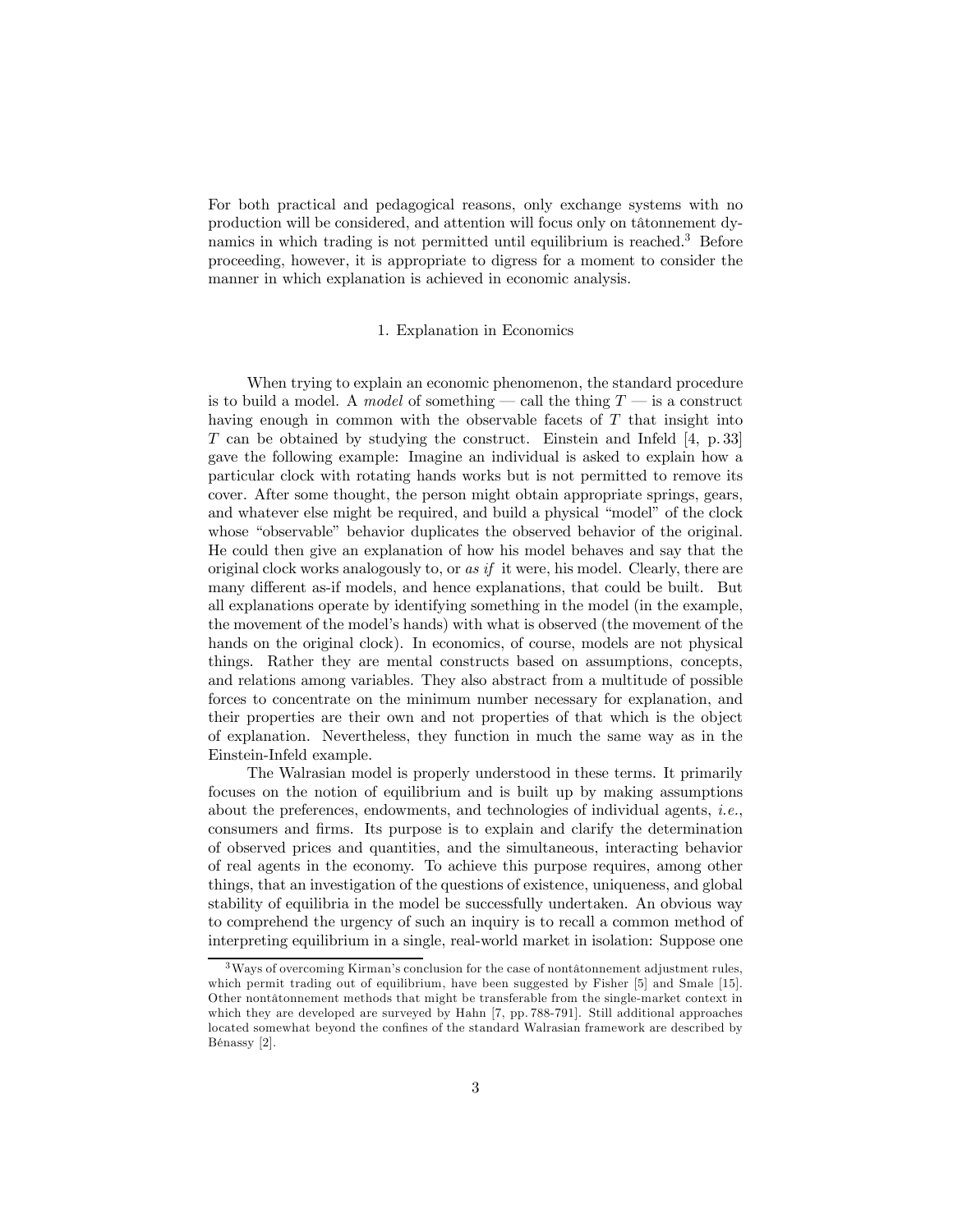For both practical and pedagogical reasons, only exchange systems with no production will be considered, and attention will focus only on tâtonnement dynamics in which trading is not permitted until equilibrium is reached.[3] Before proceeding, however, it is appropriate to digress for a moment to consider the manner in which explanation is achieved in economic analysis.

## 1. Explanation in Economics

When trying to explain an economic phenomenon, the standard procedure is to build a model. A *model* of something — call the thing $T$ — is a construct having enough in common with the observable facets of $T$ that insight into $T$ can be obtained by studying the construct. Einstein and Infeld [4, p. 33] gave the following example: Imagine an individual is asked to explain how a particular clock with rotating hands works but is not permitted to remove its cover. After some thought, the person might obtain appropriate springs, gears, and whatever else might be required, and build a physical "model" of the clock whose "observable" behavior duplicates the observed behavior of the original. He could then give an explanation of how his model behaves and say that the original clock works analogously to, or *as if* it were, his model. Clearly, there are many different as-if models, and hence explanations, that could be built. But all explanations operate by identifying something in the model (in the example, the movement of the model's hands) with what is observed (the movement of the hands on the original clock). In economics, of course, models are not physical things. Rather they are mental constructs based on assumptions, concepts, and relations among variables. They also abstract from a multitude of possible forces to concentrate on the minimum number necessary for explanation, and their properties are their own and not properties of that which is the object of explanation. Nevertheless, they function in much the same way as in the Einstein-Infeld example.

The Walrasian model is properly understood in these terms. It primarily focuses on the notion of equilibrium and is built up by making assumptions about the preferences, endowments, and technologies of individual agents, *i.e.*, consumers and firms. Its purpose is to explain and clarify the determination of observed prices and quantities, and the simultaneous, interacting behavior of real agents in the economy. To achieve this purpose requires, among other things, that an investigation of the questions of existence, uniqueness, and global stability of equilibria in the model be successfully undertaken. An obvious way to comprehend the urgency of such an inquiry is to recall a common method of interpreting equilibrium in a single, real-world market in isolation: Suppose one

[3] Ways of overcoming Kirman's conclusion for the case of nontâtonnement adjustment rules, which permit trading out of equilibrium, have been suggested by Fisher [5] and Smale [15]. Other nontâtonnement methods that might be transferable from the single-market context in which they are developed are surveyed by Hahn [7, pp. 788-791]. Still additional approaches located somewhat beyond the confines of the standard Walrasian framework are described by Bénassy [2].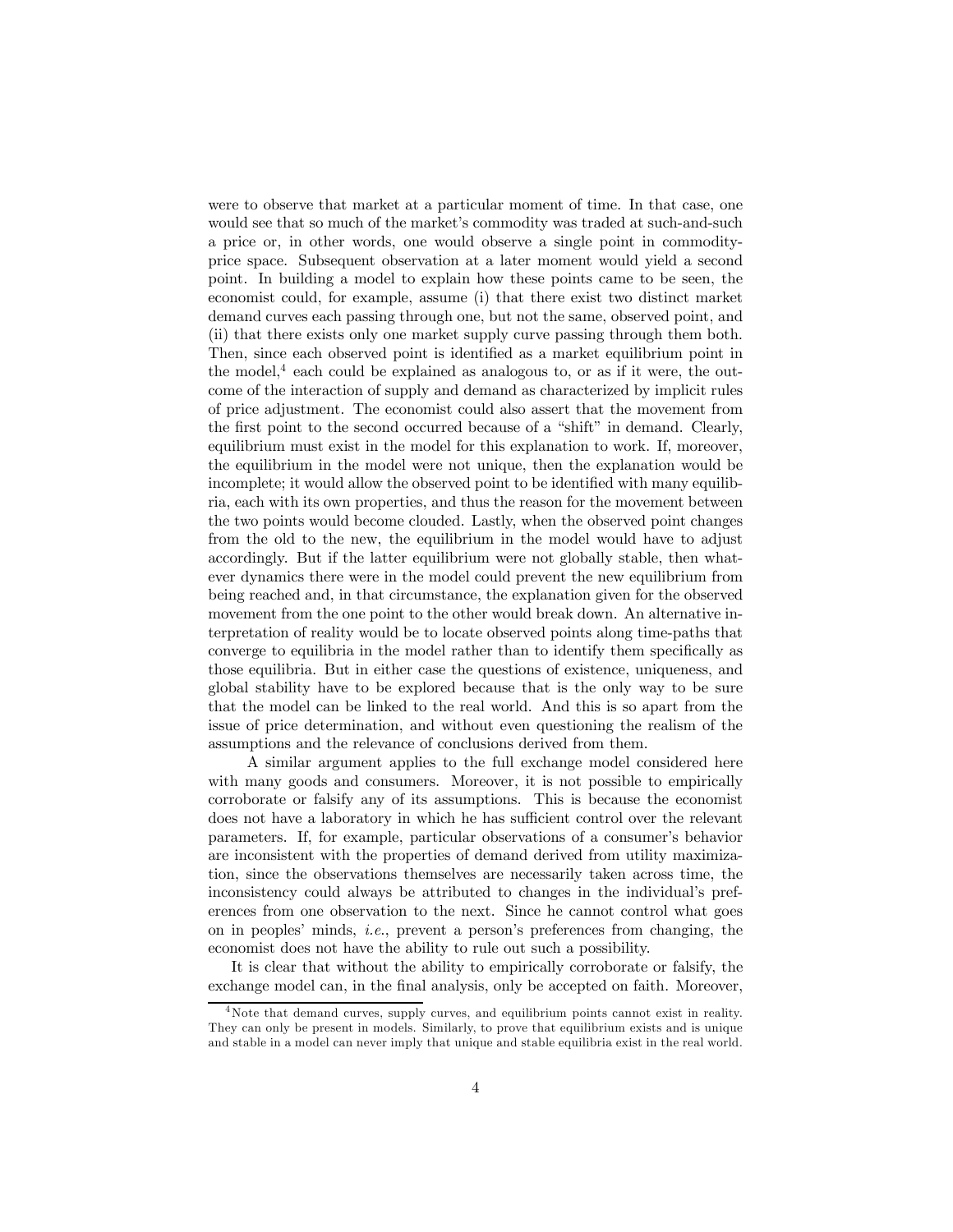were to observe that market at a particular moment of time. In that case, one would see that so much of the market's commodity was traded at such-and-such a price or, in other words, one would observe a single point in commodity-price space. Subsequent observation at a later moment would yield a second point. In building a model to explain how these points came to be seen, the economist could, for example, assume (i) that there exist two distinct market demand curves each passing through one, but not the same, observed point, and (ii) that there exists only one market supply curve passing through them both. Then, since each observed point is identified as a market equilibrium point in the model,[4] each could be explained as analogous to, or as if it were, the outcome of the interaction of supply and demand as characterized by implicit rules of price adjustment. The economist could also assert that the movement from the first point to the second occurred because of a "shift" in demand. Clearly, equilibrium must exist in the model for this explanation to work. If, moreover, the equilibrium in the model were not unique, then the explanation would be incomplete; it would allow the observed point to be identified with many equilibria, each with its own properties, and thus the reason for the movement between the two points would become clouded. Lastly, when the observed point changes from the old to the new, the equilibrium in the model would have to adjust accordingly. But if the latter equilibrium were not globally stable, then whatever dynamics there were in the model could prevent the new equilibrium from being reached and, in that circumstance, the explanation given for the observed movement from the one point to the other would break down. An alternative interpretation of reality would be to locate observed points along time-paths that converge to equilibria in the model rather than to identify them specifically as those equilibria. But in either case the questions of existence, uniqueness, and global stability have to be explored because that is the only way to be sure that the model can be linked to the real world. And this is so apart from the issue of price determination, and without even questioning the realism of the assumptions and the relevance of conclusions derived from them.

A similar argument applies to the full exchange model considered here with many goods and consumers. Moreover, it is not possible to empirically corroborate or falsify any of its assumptions. This is because the economist does not have a laboratory in which he has sufficient control over the relevant parameters. If, for example, particular observations of a consumer's behavior are inconsistent with the properties of demand derived from utility maximization, since the observations themselves are necessarily taken across time, the inconsistency could always be attributed to changes in the individual's preferences from one observation to the next. Since he cannot control what goes on in peoples' minds, *i.e.*, prevent a person's preferences from changing, the economist does not have the ability to rule out such a possibility.

It is clear that without the ability to empirically corroborate or falsify, the exchange model can, in the final analysis, only be accepted on faith. Moreover,

---

[4] Note that demand curves, supply curves, and equilibrium points cannot exist in reality. They can only be present in models. Similarly, to prove that equilibrium exists and is unique and stable in a model can never imply that unique and stable equilibria exist in the real world.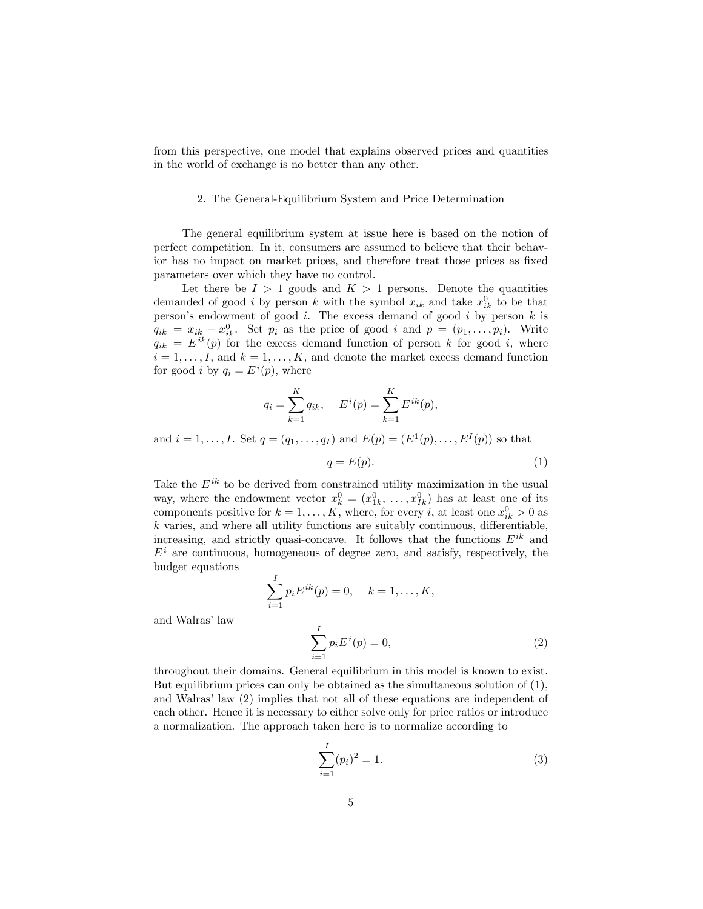from this perspective, one model that explains observed prices and quantities in the world of exchange is no better than any other.

## 2. The General-Equilibrium System and Price Determination

The general equilibrium system at issue here is based on the notion of perfect competition. In it, consumers are assumed to believe that their behavior has no impact on market prices, and therefore treat those prices as fixed parameters over which they have no control.

Let there be $I > 1$ goods and $K > 1$ persons. Denote the quantities demanded of good $i$ by person $k$ with the symbol $x_{ik}$ and take $x^0_{ik}$ to be that person's endowment of good $i$. The excess demand of good $i$ by person $k$ is $q_{ik} = x_{ik} - x^0_{ik}$. Set $p_i$ as the price of good $i$ and $p = (p_1, \ldots, p_i)$. Write $q_{ik} = E^{ik}(p)$ for the excess demand function of person $k$ for good $i$, where $i = 1, \ldots, I$, and $k = 1, \ldots, K$, and denote the market excess demand function for good $i$ by $q_i = E^i(p)$, where

$$q_i = \sum_{k=1}^{K} q_{ik}, \quad E^i(p) = \sum_{k=1}^{K} E^{ik}(p),$$

and $i = 1, \ldots, I$. Set $q = (q_1, \ldots, q_I)$ and $E(p) = (E^1(p), \ldots, E^I(p))$ so that

$$q = E(p). \tag{1}$$

Take the $E^{ik}$ to be derived from constrained utility maximization in the usual way, where the endowment vector $x^0_k = (x^0_{1k}, \ldots, x^0_{Ik})$ has at least one of its components positive for $k = 1, \ldots, K$, where, for every $i$, at least one $x^0_{ik} > 0$ as $k$ varies, and where all utility functions are suitably continuous, differentiable, increasing, and strictly quasi-concave. It follows that the functions $E^{ik}$ and $E^i$ are continuous, homogeneous of degree zero, and satisfy, respectively, the budget equations

$$\sum_{i=1}^{I} p_i E^{ik}(p) = 0, \quad k = 1, \ldots, K,$$

and Walras' law

$$\sum_{i=1}^{I} p_i E^i(p) = 0, \tag{2}$$

throughout their domains. General equilibrium in this model is known to exist. But equilibrium prices can only be obtained as the simultaneous solution of (1), and Walras' law (2) implies that not all of these equations are independent of each other. Hence it is necessary to either solve only for price ratios or introduce a normalization. The approach taken here is to normalize according to

$$\sum_{i=1}^{I} (p_i)^2 = 1. \tag{3}$$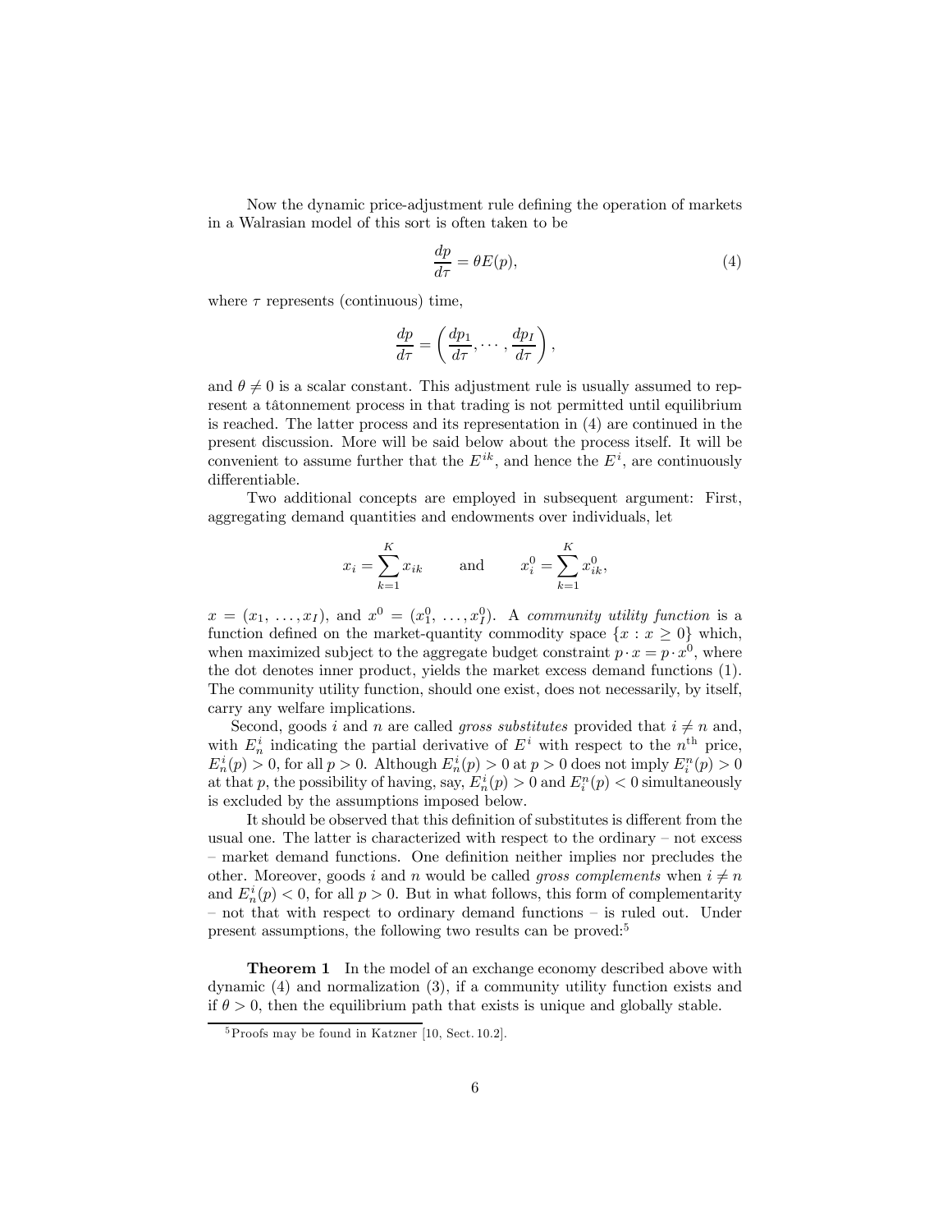Now the dynamic price-adjustment rule defining the operation of markets in a Walrasian model of this sort is often taken to be

$$\frac{dp}{d\tau} = \theta E(p), \tag{4}$$

where $\tau$ represents (continuous) time,

$$\frac{dp}{d\tau} = \left( \frac{dp_1}{d\tau}, \cdots, \frac{dp_I}{d\tau} \right),$$

and $\theta \neq 0$ is a scalar constant. This adjustment rule is usually assumed to represent a tâtonnement process in that trading is not permitted until equilibrium is reached. The latter process and its representation in (4) are continued in the present discussion. More will be said below about the process itself. It will be convenient to assume further that the $E^{ik}$, and hence the $E^i$, are continuously differentiable.

Two additional concepts are employed in subsequent argument: First, aggregating demand quantities and endowments over individuals, let

$$x_i = \sum_{k=1}^{K} x_{ik} \qquad \text{and} \qquad x_i^0 = \sum_{k=1}^{K} x_{ik}^0,$$

$x = (x_1, \ldots, x_I)$, and $x^0 = (x_1^0, \ldots, x_I^0)$. A *community utility function* is a function defined on the market-quantity commodity space $\{x : x \geq 0\}$ which, when maximized subject to the aggregate budget constraint $p \cdot x = p \cdot x^0$, where the dot denotes inner product, yields the market excess demand functions (1). The community utility function, should one exist, does not necessarily, by itself, carry any welfare implications.

Second, goods $i$ and $n$ are called *gross substitutes* provided that $i \neq n$ and, with $E_n^i$ indicating the partial derivative of $E^i$ with respect to the $n^{\text{th}}$ price, $E_n^i(p) > 0$, for all $p > 0$. Although $E_n^i(p) > 0$ at $p > 0$ does not imply $E_i^n(p) > 0$ at that $p$, the possibility of having, say, $E_n^i(p) > 0$ and $E_i^n(p) < 0$ simultaneously is excluded by the assumptions imposed below.

It should be observed that this definition of substitutes is different from the usual one. The latter is characterized with respect to the ordinary – not excess – market demand functions. One definition neither implies nor precludes the other. Moreover, goods $i$ and $n$ would be called *gross complements* when $i \neq n$ and $E_n^i(p) < 0$, for all $p > 0$. But in what follows, this form of complementarity – not that with respect to ordinary demand functions – is ruled out. Under present assumptions, the following two results can be proved:[5]

**Theorem 1** In the model of an exchange economy described above with dynamic (4) and normalization (3), if a community utility function exists and if $\theta > 0$, then the equilibrium path that exists is unique and globally stable.

[5] Proofs may be found in Katzner [10, Sect. 10.2].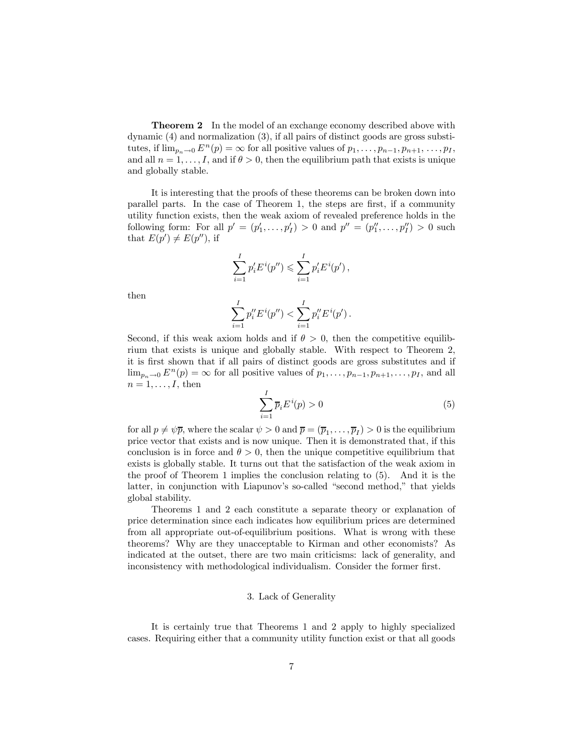**Theorem 2** In the model of an exchange economy described above with dynamic (4) and normalization (3), if all pairs of distinct goods are gross substitutes, if $\lim_{p_n \to 0} E^n(p) = \infty$ for all positive values of $p_1, \ldots, p_{n-1}, p_{n+1}, \ldots, p_I$, and all $n = 1, \ldots, I$, and if $\theta > 0$, then the equilibrium path that exists is unique and globally stable.

It is interesting that the proofs of these theorems can be broken down into parallel parts. In the case of Theorem 1, the steps are first, if a community utility function exists, then the weak axiom of revealed preference holds in the following form: For all $p' = (p'_1, \ldots, p'_I) > 0$ and $p'' = (p''_1, \ldots, p''_I) > 0$ such that $E(p') \neq E(p'')$, if

$$\sum_{i=1}^{I} p'_i E^i(p'') \leqslant \sum_{i=1}^{I} p'_i E^i(p') \,,$$

then

$$\sum_{i=1}^{I} p''_i E^i(p'') < \sum_{i=1}^{I} p''_i E^i(p') \,.$$

Second, if this weak axiom holds and if $\theta > 0$, then the competitive equilibrium that exists is unique and globally stable. With respect to Theorem 2, it is first shown that if all pairs of distinct goods are gross substitutes and if $\lim_{p_n \to 0} E^n(p) = \infty$ for all positive values of $p_1, \ldots, p_{n-1}, p_{n+1}, \ldots, p_I$, and all $n = 1, \ldots, I$, then

$$\sum_{i=1}^{I} \overline{p}_i E^i(p) > 0 \tag{5}$$

for all $p \neq \psi\overline{p}$, where the scalar $\psi > 0$ and $\overline{p} = (\overline{p}_1, \ldots, \overline{p}_I) > 0$ is the equilibrium price vector that exists and is now unique. Then it is demonstrated that, if this conclusion is in force and $\theta > 0$, then the unique competitive equilibrium that exists is globally stable. It turns out that the satisfaction of the weak axiom in the proof of Theorem 1 implies the conclusion relating to (5). And it is the latter, in conjunction with Liapunov's so-called "second method," that yields global stability.

Theorems 1 and 2 each constitute a separate theory or explanation of price determination since each indicates how equilibrium prices are determined from all appropriate out-of-equilibrium positions. What is wrong with these theorems? Why are they unacceptable to Kirman and other economists? As indicated at the outset, there are two main criticisms: lack of generality, and inconsistency with methodological individualism. Consider the former first.

## 3. Lack of Generality

It is certainly true that Theorems 1 and 2 apply to highly specialized cases. Requiring either that a community utility function exist or that all goods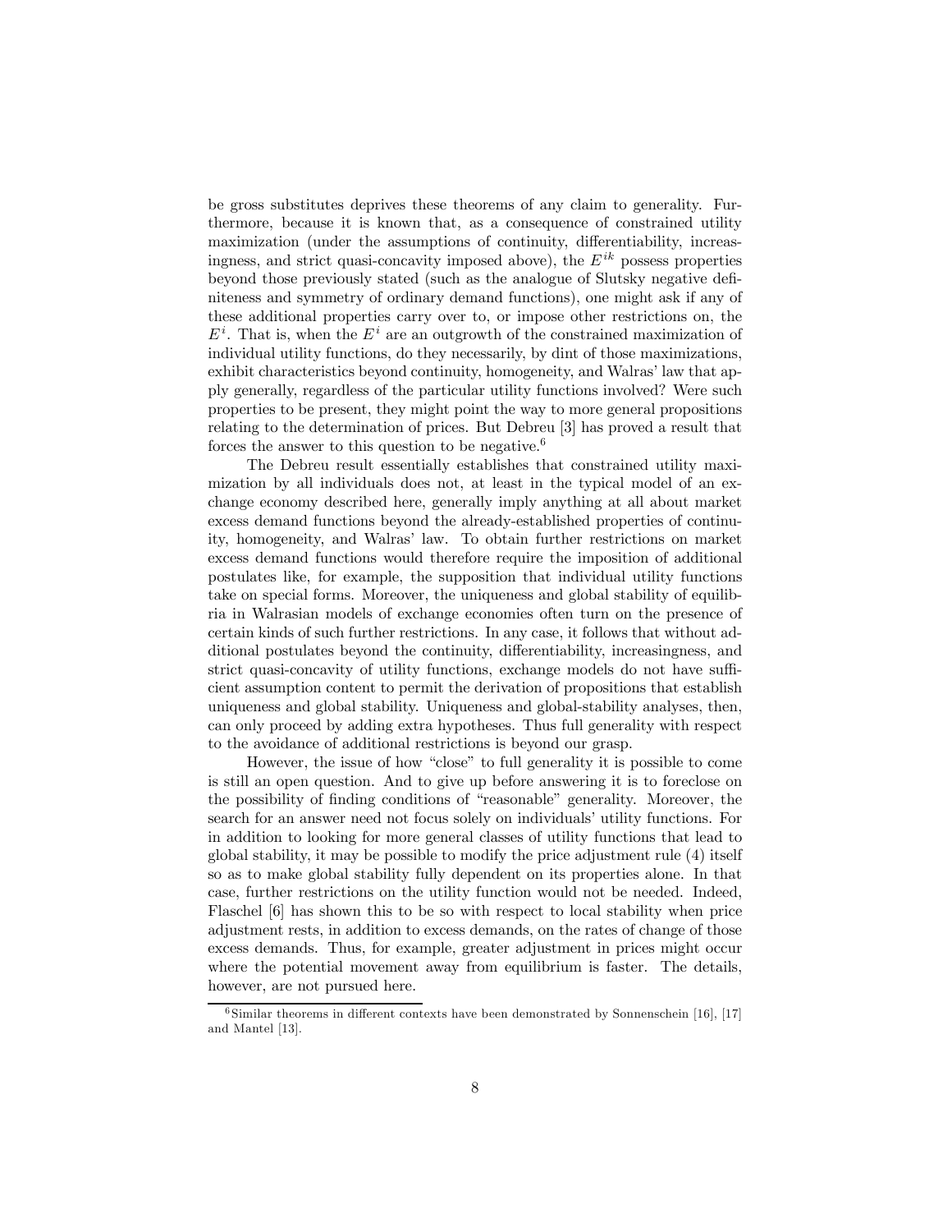be gross substitutes deprives these theorems of any claim to generality. Furthermore, because it is known that, as a consequence of constrained utility maximization (under the assumptions of continuity, differentiability, increasingness, and strict quasi-concavity imposed above), the $E^{ik}$ possess properties beyond those previously stated (such as the analogue of Slutsky negative definiteness and symmetry of ordinary demand functions), one might ask if any of these additional properties carry over to, or impose other restrictions on, the $E^i$. That is, when the $E^i$ are an outgrowth of the constrained maximization of individual utility functions, do they necessarily, by dint of those maximizations, exhibit characteristics beyond continuity, homogeneity, and Walras' law that apply generally, regardless of the particular utility functions involved? Were such properties to be present, they might point the way to more general propositions relating to the determination of prices. But Debreu [3] has proved a result that forces the answer to this question to be negative.[6]

The Debreu result essentially establishes that constrained utility maximization by all individuals does not, at least in the typical model of an exchange economy described here, generally imply anything at all about market excess demand functions beyond the already-established properties of continuity, homogeneity, and Walras' law. To obtain further restrictions on market excess demand functions would therefore require the imposition of additional postulates like, for example, the supposition that individual utility functions take on special forms. Moreover, the uniqueness and global stability of equilibria in Walrasian models of exchange economies often turn on the presence of certain kinds of such further restrictions. In any case, it follows that without additional postulates beyond the continuity, differentiability, increasingness, and strict quasi-concavity of utility functions, exchange models do not have sufficient assumption content to permit the derivation of propositions that establish uniqueness and global stability. Uniqueness and global-stability analyses, then, can only proceed by adding extra hypotheses. Thus full generality with respect to the avoidance of additional restrictions is beyond our grasp.

However, the issue of how "close" to full generality it is possible to come is still an open question. And to give up before answering it is to foreclose on the possibility of finding conditions of "reasonable" generality. Moreover, the search for an answer need not focus solely on individuals' utility functions. For in addition to looking for more general classes of utility functions that lead to global stability, it may be possible to modify the price adjustment rule (4) itself so as to make global stability fully dependent on its properties alone. In that case, further restrictions on the utility function would not be needed. Indeed, Flaschel [6] has shown this to be so with respect to local stability when price adjustment rests, in addition to excess demands, on the rates of change of those excess demands. Thus, for example, greater adjustment in prices might occur where the potential movement away from equilibrium is faster. The details, however, are not pursued here.

[6] Similar theorems in different contexts have been demonstrated by Sonnenschein [16], [17] and Mantel [13].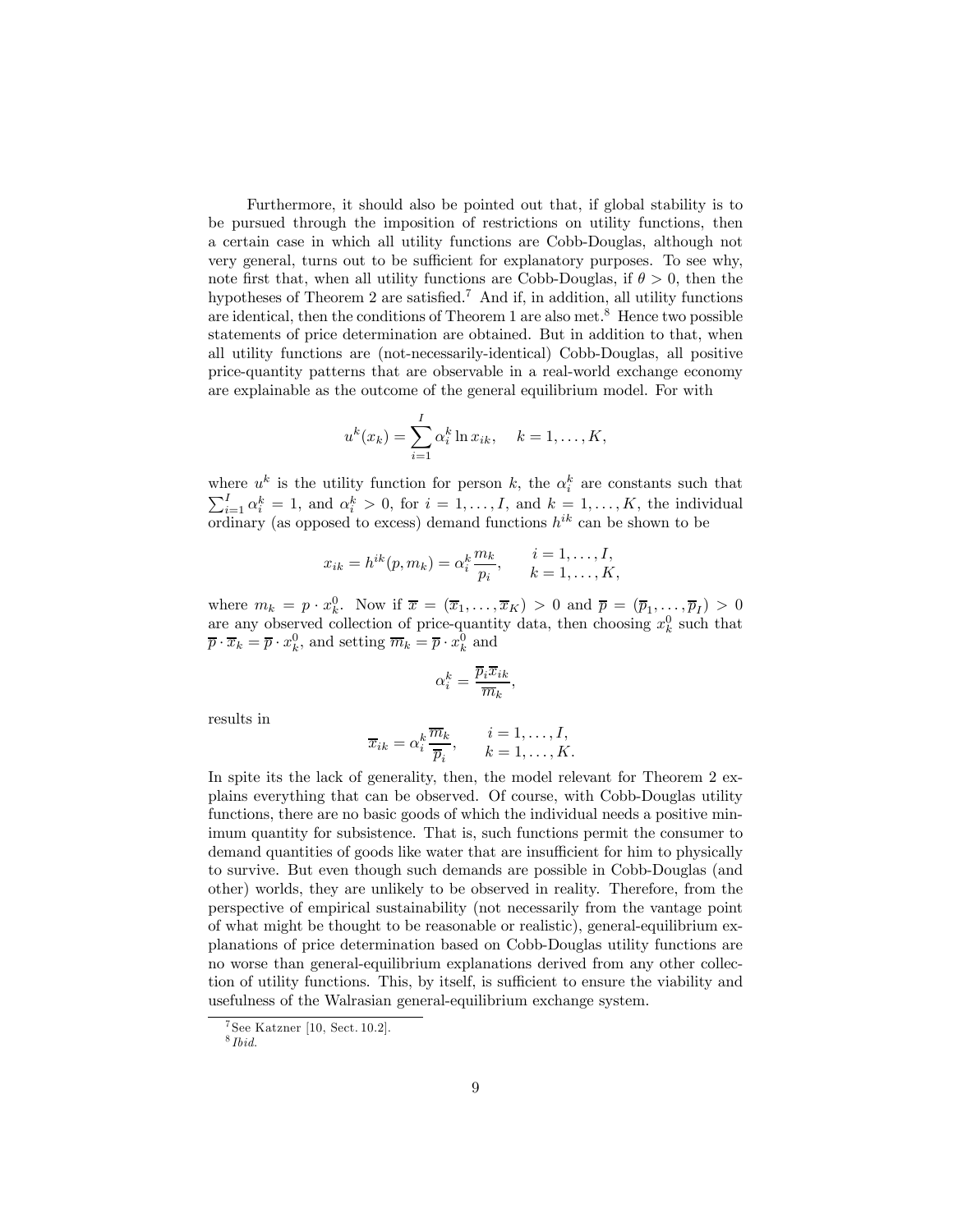Furthermore, it should also be pointed out that, if global stability is to be pursued through the imposition of restrictions on utility functions, then a certain case in which all utility functions are Cobb-Douglas, although not very general, turns out to be sufficient for explanatory purposes. To see why, note first that, when all utility functions are Cobb-Douglas, if $\theta > 0$, then the hypotheses of Theorem 2 are satisfied.[7] And if, in addition, all utility functions are identical, then the conditions of Theorem 1 are also met.[8] Hence two possible statements of price determination are obtained. But in addition to that, when all utility functions are (not-necessarily-identical) Cobb-Douglas, all positive price-quantity patterns that are observable in a real-world exchange economy are explainable as the outcome of the general equilibrium model. For with

$$u^k(x_k) = \sum_{i=1}^{I} \alpha_i^k \ln x_{ik}, \quad k = 1, \ldots, K,$$

where $u^k$ is the utility function for person $k$, the $\alpha_i^k$ are constants such that $\sum_{i=1}^{I} \alpha_i^k = 1$, and $\alpha_i^k > 0$, for $i = 1, \ldots, I$, and $k = 1, \ldots, K$, the individual ordinary (as opposed to excess) demand functions $h^{ik}$ can be shown to be

$$x_{ik} = h^{ik}(p, m_k) = \alpha_i^k \frac{m_k}{p_i}, \qquad \begin{array}{l} i = 1, \ldots, I, \\ k = 1, \ldots, K, \end{array}$$

where $m_k = p \cdot x_k^0$. Now if $\overline{x} = (\overline{x}_1, \ldots, \overline{x}_K) > 0$ and $\overline{p} = (\overline{p}_1, \ldots, \overline{p}_I) > 0$ are any observed collection of price-quantity data, then choosing $x_k^0$ such that $\overline{p} \cdot \overline{x}_k = \overline{p} \cdot x_k^0$, and setting $\overline{m}_k = \overline{p} \cdot x_k^0$ and

$$\alpha_i^k = \frac{\overline{p}_i \overline{x}_{ik}}{\overline{m}_k},$$

results in

$$\overline{x}_{ik} = \alpha_i^k \frac{\overline{m}_k}{\overline{p}_i}, \qquad \begin{array}{l} i = 1, \ldots, I, \\ k = 1, \ldots, K. \end{array}$$

In spite its the lack of generality, then, the model relevant for Theorem 2 explains everything that can be observed. Of course, with Cobb-Douglas utility functions, there are no basic goods of which the individual needs a positive minimum quantity for subsistence. That is, such functions permit the consumer to demand quantities of goods like water that are insufficient for him to physically to survive. But even though such demands are possible in Cobb-Douglas (and other) worlds, they are unlikely to be observed in reality. Therefore, from the perspective of empirical sustainability (not necessarily from the vantage point of what might be thought to be reasonable or realistic), general-equilibrium explanations of price determination based on Cobb-Douglas utility functions are no worse than general-equilibrium explanations derived from any other collection of utility functions. This, by itself, is sufficient to ensure the viability and usefulness of the Walrasian general-equilibrium exchange system.

[7] See Katzner [10, Sect. 10.2].

[8] *Ibid.*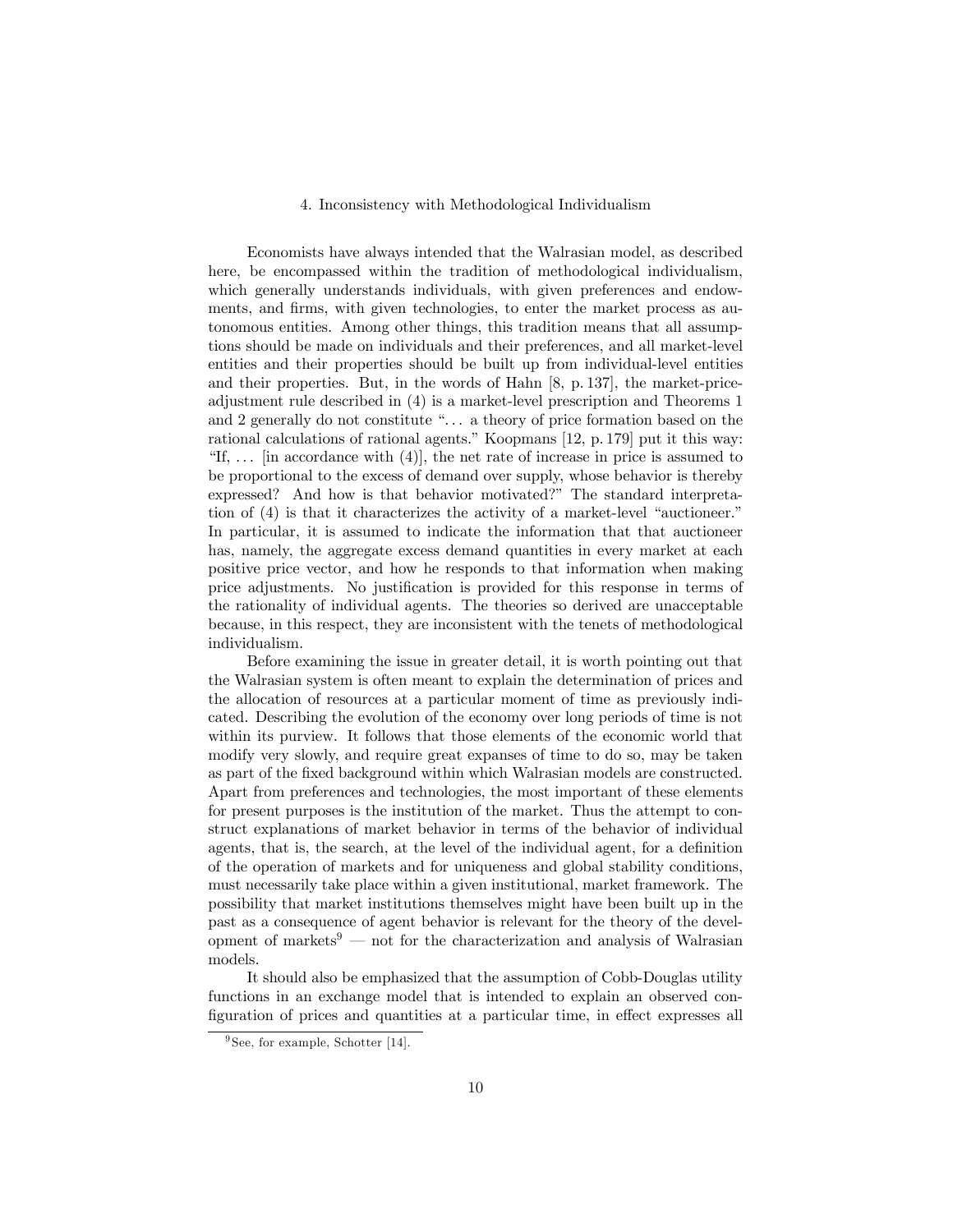## 4. Inconsistency with Methodological Individualism

Economists have always intended that the Walrasian model, as described here, be encompassed within the tradition of methodological individualism, which generally understands individuals, with given preferences and endowments, and firms, with given technologies, to enter the market process as autonomous entities. Among other things, this tradition means that all assumptions should be made on individuals and their preferences, and all market-level entities and their properties should be built up from individual-level entities and their properties. But, in the words of Hahn [8, p. 137], the market-price-adjustment rule described in (4) is a market-level prescription and Theorems 1 and 2 generally do not constitute "... a theory of price formation based on the rational calculations of rational agents." Koopmans [12, p. 179] put it this way: "If, ... [in accordance with (4)], the net rate of increase in price is assumed to be proportional to the excess of demand over supply, whose behavior is thereby expressed? And how is that behavior motivated?" The standard interpretation of (4) is that it characterizes the activity of a market-level "auctioneer." In particular, it is assumed to indicate the information that that auctioneer has, namely, the aggregate excess demand quantities in every market at each positive price vector, and how he responds to that information when making price adjustments. No justification is provided for this response in terms of the rationality of individual agents. The theories so derived are unacceptable because, in this respect, they are inconsistent with the tenets of methodological individualism.

Before examining the issue in greater detail, it is worth pointing out that the Walrasian system is often meant to explain the determination of prices and the allocation of resources at a particular moment of time as previously indicated. Describing the evolution of the economy over long periods of time is not within its purview. It follows that those elements of the economic world that modify very slowly, and require great expanses of time to do so, may be taken as part of the fixed background within which Walrasian models are constructed. Apart from preferences and technologies, the most important of these elements for present purposes is the institution of the market. Thus the attempt to construct explanations of market behavior in terms of the behavior of individual agents, that is, the search, at the level of the individual agent, for a definition of the operation of markets and for uniqueness and global stability conditions, must necessarily take place within a given institutional, market framework. The possibility that market institutions themselves might have been built up in the past as a consequence of agent behavior is relevant for the theory of the development of markets[9] — not for the characterization and analysis of Walrasian models.

It should also be emphasized that the assumption of Cobb-Douglas utility functions in an exchange model that is intended to explain an observed configuration of prices and quantities at a particular time, in effect expresses all

[9] See, for example, Schotter [14].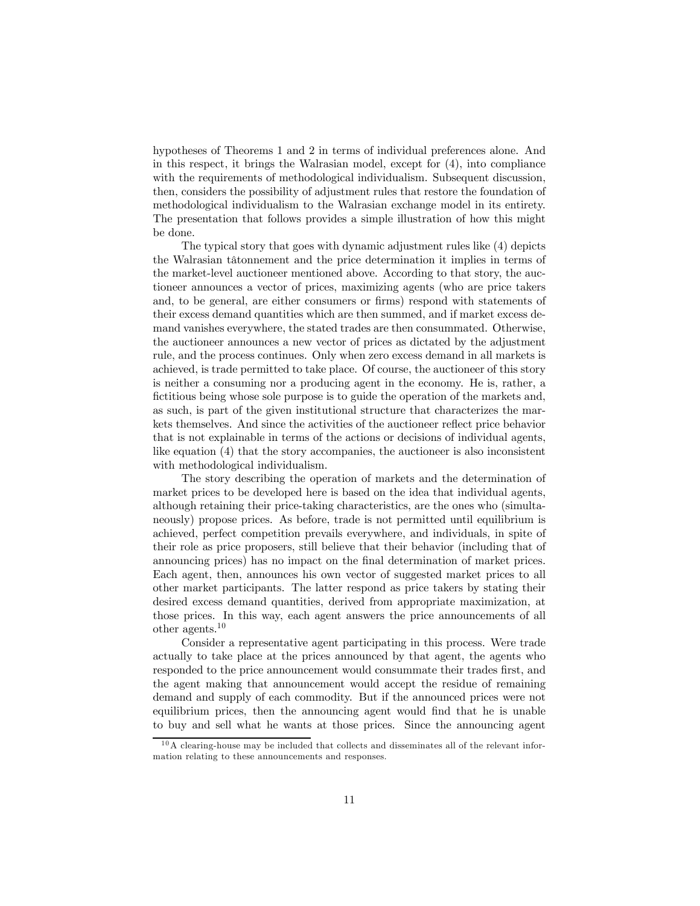hypotheses of Theorems 1 and 2 in terms of individual preferences alone. And in this respect, it brings the Walrasian model, except for (4), into compliance with the requirements of methodological individualism. Subsequent discussion, then, considers the possibility of adjustment rules that restore the foundation of methodological individualism to the Walrasian exchange model in its entirety. The presentation that follows provides a simple illustration of how this might be done.

The typical story that goes with dynamic adjustment rules like (4) depicts the Walrasian tâtonnement and the price determination it implies in terms of the market-level auctioneer mentioned above. According to that story, the auctioneer announces a vector of prices, maximizing agents (who are price takers and, to be general, are either consumers or firms) respond with statements of their excess demand quantities which are then summed, and if market excess demand vanishes everywhere, the stated trades are then consummated. Otherwise, the auctioneer announces a new vector of prices as dictated by the adjustment rule, and the process continues. Only when zero excess demand in all markets is achieved, is trade permitted to take place. Of course, the auctioneer of this story is neither a consuming nor a producing agent in the economy. He is, rather, a fictitious being whose sole purpose is to guide the operation of the markets and, as such, is part of the given institutional structure that characterizes the markets themselves. And since the activities of the auctioneer reflect price behavior that is not explainable in terms of the actions or decisions of individual agents, like equation (4) that the story accompanies, the auctioneer is also inconsistent with methodological individualism.

The story describing the operation of markets and the determination of market prices to be developed here is based on the idea that individual agents, although retaining their price-taking characteristics, are the ones who (simultaneously) propose prices. As before, trade is not permitted until equilibrium is achieved, perfect competition prevails everywhere, and individuals, in spite of their role as price proposers, still believe that their behavior (including that of announcing prices) has no impact on the final determination of market prices. Each agent, then, announces his own vector of suggested market prices to all other market participants. The latter respond as price takers by stating their desired excess demand quantities, derived from appropriate maximization, at those prices. In this way, each agent answers the price announcements of all other agents.[10]

Consider a representative agent participating in this process. Were trade actually to take place at the prices announced by that agent, the agents who responded to the price announcement would consummate their trades first, and the agent making that announcement would accept the residue of remaining demand and supply of each commodity. But if the announced prices were not equilibrium prices, then the announcing agent would find that he is unable to buy and sell what he wants at those prices. Since the announcing agent

[10] A clearing-house may be included that collects and disseminates all of the relevant information relating to these announcements and responses.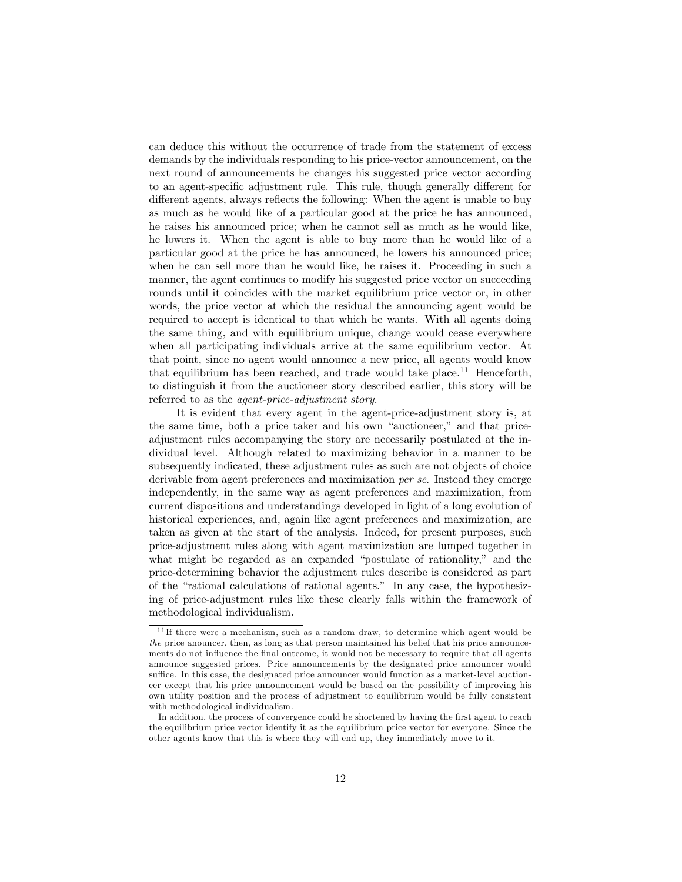can deduce this without the occurrence of trade from the statement of excess demands by the individuals responding to his price-vector announcement, on the next round of announcements he changes his suggested price vector according to an agent-specific adjustment rule. This rule, though generally different for different agents, always reflects the following: When the agent is unable to buy as much as he would like of a particular good at the price he has announced, he raises his announced price; when he cannot sell as much as he would like, he lowers it. When the agent is able to buy more than he would like of a particular good at the price he has announced, he lowers his announced price; when he can sell more than he would like, he raises it. Proceeding in such a manner, the agent continues to modify his suggested price vector on succeeding rounds until it coincides with the market equilibrium price vector or, in other words, the price vector at which the residual the announcing agent would be required to accept is identical to that which he wants. With all agents doing the same thing, and with equilibrium unique, change would cease everywhere when all participating individuals arrive at the same equilibrium vector. At that point, since no agent would announce a new price, all agents would know that equilibrium has been reached, and trade would take place.[11] Henceforth, to distinguish it from the auctioneer story described earlier, this story will be referred to as the *agent-price-adjustment story*.

It is evident that every agent in the agent-price-adjustment story is, at the same time, both a price taker and his own "auctioneer," and that price-adjustment rules accompanying the story are necessarily postulated at the individual level. Although related to maximizing behavior in a manner to be subsequently indicated, these adjustment rules as such are not objects of choice derivable from agent preferences and maximization *per se*. Instead they emerge independently, in the same way as agent preferences and maximization, from current dispositions and understandings developed in light of a long evolution of historical experiences, and, again like agent preferences and maximization, are taken as given at the start of the analysis. Indeed, for present purposes, such price-adjustment rules along with agent maximization are lumped together in what might be regarded as an expanded "postulate of rationality," and the price-determining behavior the adjustment rules describe is considered as part of the "rational calculations of rational agents." In any case, the hypothesizing of price-adjustment rules like these clearly falls within the framework of methodological individualism.

[11] If there were a mechanism, such as a random draw, to determine which agent would be *the* price anouncer, then, as long as that person maintained his belief that his price announcements do not influence the final outcome, it would not be necessary to require that all agents announce suggested prices. Price announcements by the designated price announcer would suffice. In this case, the designated price announcer would function as a market-level auctioneer except that his price announcement would be based on the possibility of improving his own utility position and the process of adjustment to equilibrium would be fully consistent with methodological individualism.

In addition, the process of convergence could be shortened by having the first agent to reach the equilibrium price vector identify it as the equilibrium price vector for everyone. Since the other agents know that this is where they will end up, they immediately move to it.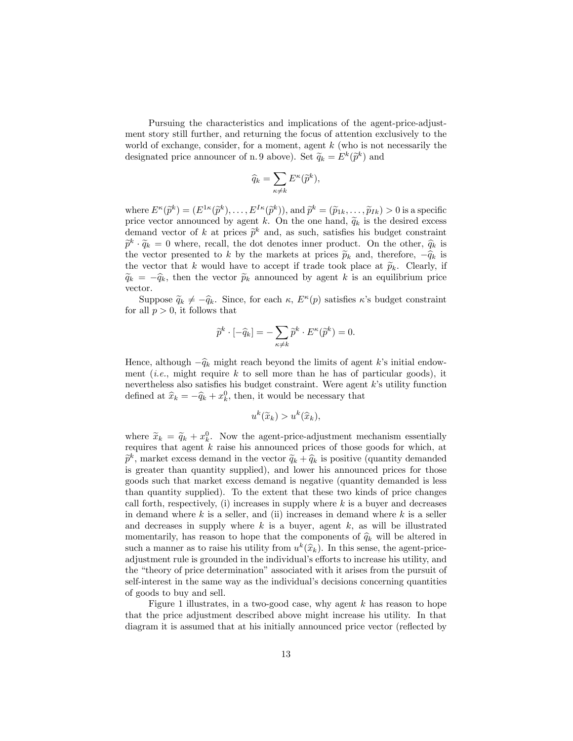Pursuing the characteristics and implications of the agent-price-adjustment story still further, and returning the focus of attention exclusively to the world of exchange, consider, for a moment, agent $k$ (who is not necessarily the designated price announcer of n. 9 above). Set $\widetilde{q}_k = E^k(\widetilde{p}^k)$ and

$$\widehat{q}_k = \sum_{\kappa \neq k} E^\kappa(\widetilde{p}^k),$$

where $E^\kappa(\widetilde{p}^k) = (E^{1\kappa}(\widetilde{p}^k), \ldots, E^{I\kappa}(\widetilde{p}^k))$, and $\widetilde{p}^k = (\widetilde{p}_{1k}, \ldots, \widetilde{p}_{Ik}) > 0$ is a specific price vector announced by agent $k$. On the one hand, $\widetilde{q}_k$ is the desired excess demand vector of $k$ at prices $\widetilde{p}^k$ and, as such, satisfies his budget constraint $\widetilde{p}^k \cdot \widetilde{q}_k = 0$ where, recall, the dot denotes inner product. On the other, $\widehat{q}_k$ is the vector presented to $k$ by the markets at prices $\widetilde{p}_k$ and, therefore, $-\widehat{q}_k$ is the vector that $k$ would have to accept if trade took place at $\widetilde{p}_k$. Clearly, if $\widetilde{q}_k = -\widehat{q}_k$, then the vector $\widetilde{p}_k$ announced by agent $k$ is an equilibrium price vector.

Suppose $\widetilde{q}_k \neq -\widehat{q}_k$. Since, for each $\kappa$, $E^\kappa(p)$ satisfies $\kappa$'s budget constraint for all $p > 0$, it follows that

$$\widetilde{p}^k \cdot [-\widehat{q}_k] = -\sum_{\kappa \neq k} \widetilde{p}^k \cdot E^\kappa(\widetilde{p}^k) = 0.$$

Hence, although $-\widehat{q}_k$ might reach beyond the limits of agent $k$'s initial endowment (*i.e.*, might require $k$ to sell more than he has of particular goods), it nevertheless also satisfies his budget constraint. Were agent $k$'s utility function defined at $\widehat{x}_k = -\widehat{q}_k + x_k^0$, then, it would be necessary that

$$u^k(\widetilde{x}_k) > u^k(\widehat{x}_k),$$

where $\widetilde{x}_k = \widetilde{q}_k + x_k^0$. Now the agent-price-adjustment mechanism essentially requires that agent $k$ raise his announced prices of those goods for which, at $\widetilde{p}^k$, market excess demand in the vector $\widetilde{q}_k + \widehat{q}_k$ is positive (quantity demanded is greater than quantity supplied), and lower his announced prices for those goods such that market excess demand is negative (quantity demanded is less than quantity supplied). To the extent that these two kinds of price changes call forth, respectively, (i) increases in supply where $k$ is a buyer and decreases in demand where $k$ is a seller, and (ii) increases in demand where $k$ is a seller and decreases in supply where $k$ is a buyer, agent $k$, as will be illustrated momentarily, has reason to hope that the components of $\widehat{q}_k$ will be altered in such a manner as to raise his utility from $u^k(\widehat{x}_k)$. In this sense, the agent-price-adjustment rule is grounded in the individual's efforts to increase his utility, and the "theory of price determination" associated with it arises from the pursuit of self-interest in the same way as the individual's decisions concerning quantities of goods to buy and sell.

Figure 1 illustrates, in a two-good case, why agent $k$ has reason to hope that the price adjustment described above might increase his utility. In that diagram it is assumed that at his initially announced price vector (reflected by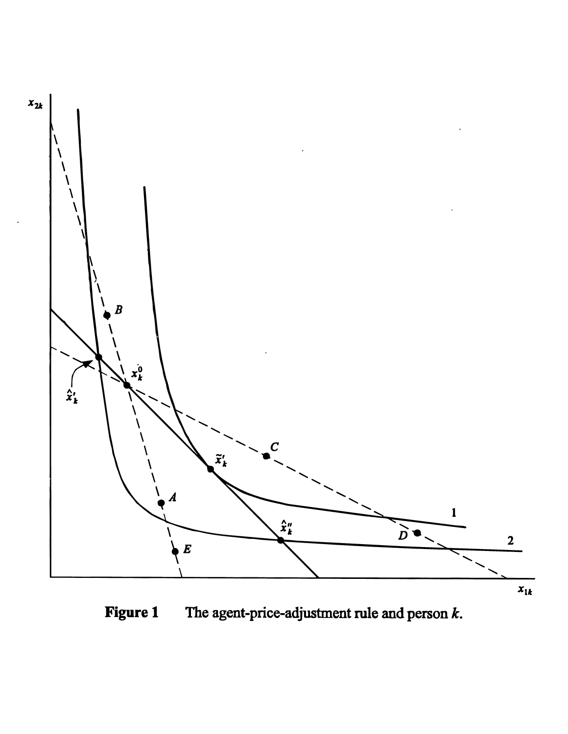**Figure 1** The agent-price-adjustment rule and person $k$.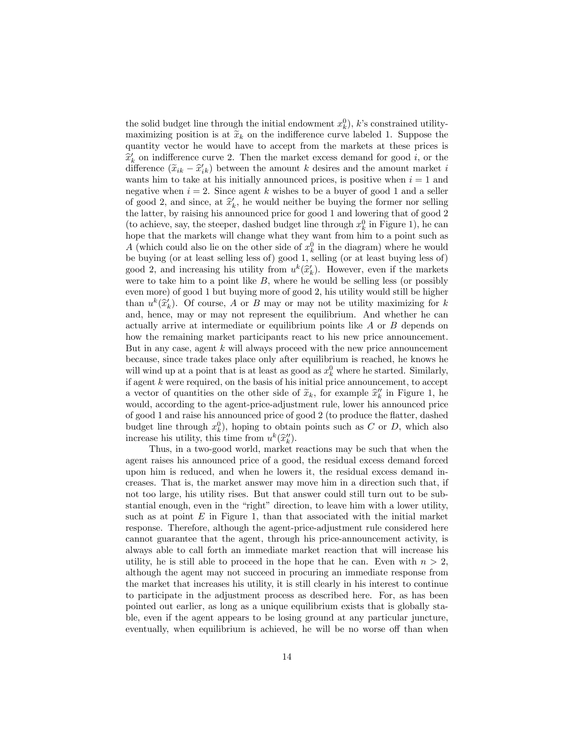the solid budget line through the initial endowment $x_k^0$), $k$'s constrained utility-maximizing position is at $\widetilde{x}_k$ on the indifference curve labeled 1. Suppose the quantity vector he would have to accept from the markets at these prices is $\widehat{x}_k'$ on indifference curve 2. Then the market excess demand for good $i$, or the difference $(\widetilde{x}_{ik} - \widehat{x}_{ik}')$ between the amount $k$ desires and the amount market $i$ wants him to take at his initially announced prices, is positive when $i = 1$ and negative when $i = 2$. Since agent $k$ wishes to be a buyer of good 1 and a seller of good 2, and since, at $\widehat{x}_k'$, he would neither be buying the former nor selling the latter, by raising his announced price for good 1 and lowering that of good 2 (to achieve, say, the steeper, dashed budget line through $x_k^0$ in Figure 1), he can hope that the markets will change what they want from him to a point such as $A$ (which could also lie on the other side of $x_k^0$ in the diagram) where he would be buying (or at least selling less of) good 1, selling (or at least buying less of) good 2, and increasing his utility from $u^k(\widehat{x}_k')$. However, even if the markets were to take him to a point like $B$, where he would be selling less (or possibly even more) of good 1 but buying more of good 2, his utility would still be higher than $u^k(\widehat{x}_k')$. Of course, $A$ or $B$ may or may not be utility maximizing for $k$ and, hence, may or may not represent the equilibrium. And whether he can actually arrive at intermediate or equilibrium points like $A$ or $B$ depends on how the remaining market participants react to his new price announcement. But in any case, agent $k$ will always proceed with the new price announcement because, since trade takes place only after equilibrium is reached, he knows he will wind up at a point that is at least as good as $x_k^0$ where he started. Similarly, if agent $k$ were required, on the basis of his initial price announcement, to accept a vector of quantities on the other side of $\widetilde{x}_k$, for example $\widehat{x}_k''$ in Figure 1, he would, according to the agent-price-adjustment rule, lower his announced price of good 1 and raise his announced price of good 2 (to produce the flatter, dashed budget line through $x_k^0$), hoping to obtain points such as $C$ or $D$, which also increase his utility, this time from $u^k(\widehat{x}_k'')$.

Thus, in a two-good world, market reactions may be such that when the agent raises his announced price of a good, the residual excess demand forced upon him is reduced, and when he lowers it, the residual excess demand increases. That is, the market answer may move him in a direction such that, if not too large, his utility rises. But that answer could still turn out to be substantial enough, even in the "right" direction, to leave him with a lower utility, such as at point $E$ in Figure 1, than that associated with the initial market response. Therefore, although the agent-price-adjustment rule considered here cannot guarantee that the agent, through his price-announcement activity, is always able to call forth an immediate market reaction that will increase his utility, he is still able to proceed in the hope that he can. Even with $n > 2$, although the agent may not succeed in procuring an immediate response from the market that increases his utility, it is still clearly in his interest to continue to participate in the adjustment process as described here. For, as has been pointed out earlier, as long as a unique equilibrium exists that is globally stable, even if the agent appears to be losing ground at any particular juncture, eventually, when equilibrium is achieved, he will be no worse off than when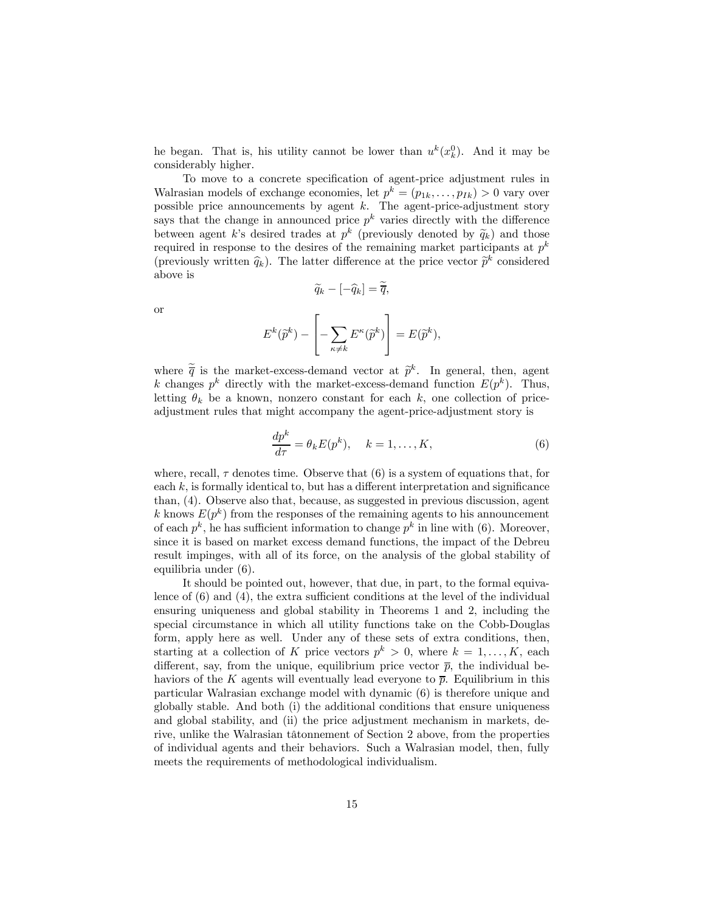he began. That is, his utility cannot be lower than $u^k(x_k^0)$. And it may be considerably higher.

To move to a concrete specification of agent-price adjustment rules in Walrasian models of exchange economies, let $p^k = (p_{1k}, \ldots, p_{Ik}) > 0$ vary over possible price announcements by agent $k$. The agent-price-adjustment story says that the change in announced price $p^k$ varies directly with the difference between agent $k$'s desired trades at $p^k$ (previously denoted by $\widetilde{q}_k$) and those required in response to the desires of the remaining market participants at $p^k$ (previously written $\widehat{q}_k$). The latter difference at the price vector $\widetilde{p}^k$ considered above is

$$\widetilde{q}_k - [-\widehat{q}_k] = \widetilde{\overline{q}},$$

or

$$E^k(\widetilde{p}^k) - \left[ -\sum_{\kappa \neq k} E^\kappa(\widetilde{p}^k) \right] = E(\widetilde{p}^k),$$

where $\widetilde{\overline{q}}$ is the market-excess-demand vector at $\widetilde{p}^k$. In general, then, agent $k$ changes $p^k$ directly with the market-excess-demand function $E(p^k)$. Thus, letting $\theta_k$ be a known, nonzero constant for each $k$, one collection of price-adjustment rules that might accompany the agent-price-adjustment story is

$$\frac{dp^k}{d\tau} = \theta_k E(p^k), \quad k = 1, \ldots, K, \tag{6}$$

where, recall, $\tau$ denotes time. Observe that (6) is a system of equations that, for each $k$, is formally identical to, but has a different interpretation and significance than, (4). Observe also that, because, as suggested in previous discussion, agent $k$ knows $E(p^k)$ from the responses of the remaining agents to his announcement of each $p^k$, he has sufficient information to change $p^k$ in line with (6). Moreover, since it is based on market excess demand functions, the impact of the Debreu result impinges, with all of its force, on the analysis of the global stability of equilibria under (6).

It should be pointed out, however, that due, in part, to the formal equivalence of (6) and (4), the extra sufficient conditions at the level of the individual ensuring uniqueness and global stability in Theorems 1 and 2, including the special circumstance in which all utility functions take on the Cobb-Douglas form, apply here as well. Under any of these sets of extra conditions, then, starting at a collection of $K$ price vectors $p^k > 0$, where $k = 1, \ldots, K$, each different, say, from the unique, equilibrium price vector $\overline{p}$, the individual behaviors of the $K$ agents will eventually lead everyone to $\overline{p}$. Equilibrium in this particular Walrasian exchange model with dynamic (6) is therefore unique and globally stable. And both (i) the additional conditions that ensure uniqueness and global stability, and (ii) the price adjustment mechanism in markets, derive, unlike the Walrasian tâtonnement of Section 2 above, from the properties of individual agents and their behaviors. Such a Walrasian model, then, fully meets the requirements of methodological individualism.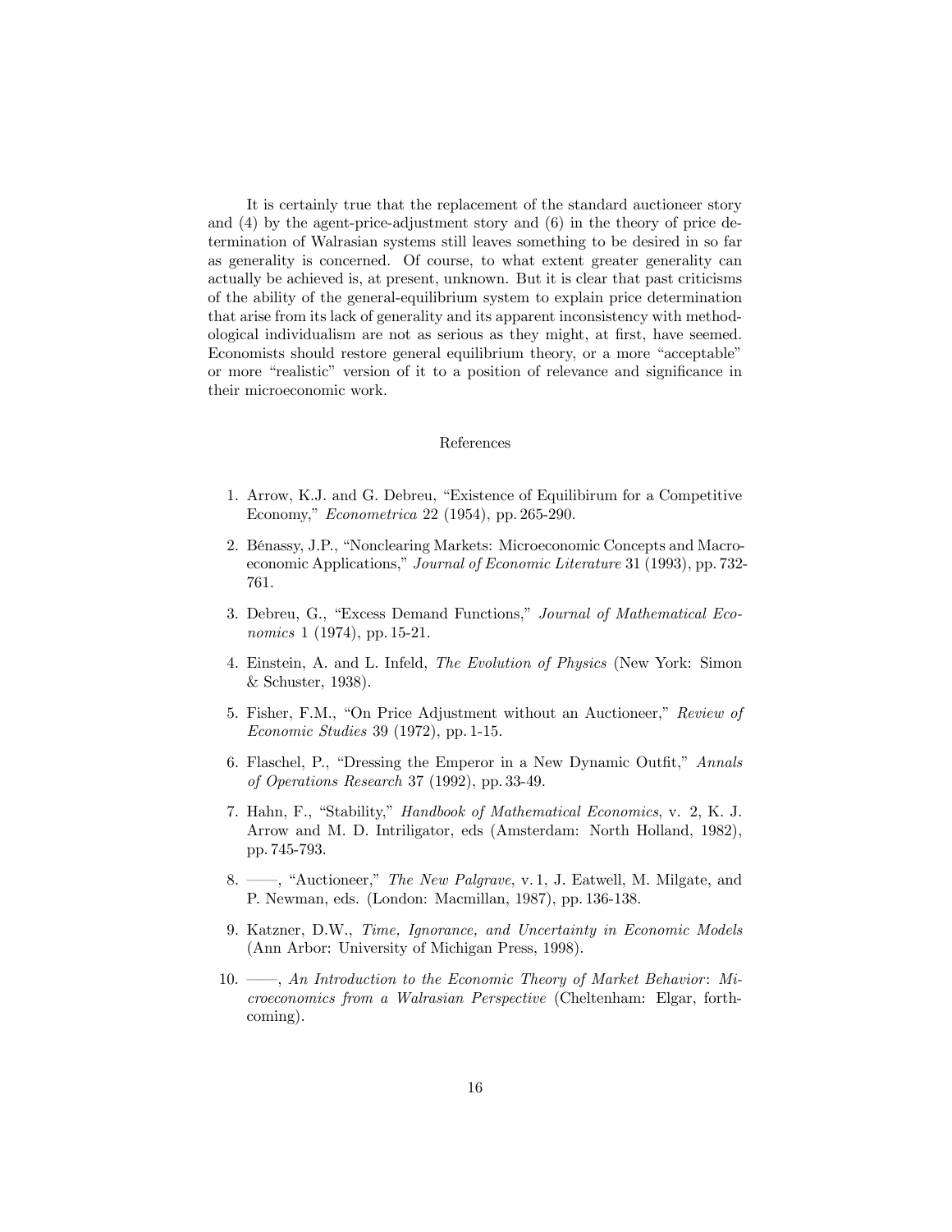It is certainly true that the replacement of the standard auctioneer story and (4) by the agent-price-adjustment story and (6) in the theory of price determination of Walrasian systems still leaves something to be desired in so far as generality is concerned. Of course, to what extent greater generality can actually be achieved is, at present, unknown. But it is clear that past criticisms of the ability of the general-equilibrium system to explain price determination that arise from its lack of generality and its apparent inconsistency with methodological individualism are not as serious as they might, at first, have seemed. Economists should restore general equilibrium theory, or a more "acceptable" or more "realistic" version of it to a position of relevance and significance in their microeconomic work.

## References

1. Arrow, K.J. and G. Debreu, "Existence of Equilibirum for a Competitive Economy," *Econometrica* 22 (1954), pp. 265-290.

2. Bénassy, J.P., "Nonclearing Markets: Microeconomic Concepts and Macroeconomic Applications," *Journal of Economic Literature* 31 (1993), pp. 732-761.

3. Debreu, G., "Excess Demand Functions," *Journal of Mathematical Economics* 1 (1974), pp. 15-21.

4. Einstein, A. and L. Infeld, *The Evolution of Physics* (New York: Simon & Schuster, 1938).

5. Fisher, F.M., "On Price Adjustment without an Auctioneer," *Review of Economic Studies* 39 (1972), pp. 1-15.

6. Flaschel, P., "Dressing the Emperor in a New Dynamic Outfit," *Annals of Operations Research* 37 (1992), pp. 33-49.

7. Hahn, F., "Stability," *Handbook of Mathematical Economics*, v. 2, K. J. Arrow and M. D. Intriligator, eds (Amsterdam: North Holland, 1982), pp. 745-793.

8. ——, "Auctioneer," *The New Palgrave*, v. 1, J. Eatwell, M. Milgate, and P. Newman, eds. (London: Macmillan, 1987), pp. 136-138.

9. Katzner, D.W., *Time, Ignorance, and Uncertainty in Economic Models* (Ann Arbor: University of Michigan Press, 1998).

10. ——, *An Introduction to the Economic Theory of Market Behavior*: *Microeconomics from a Walrasian Perspective* (Cheltenham: Elgar, forthcoming).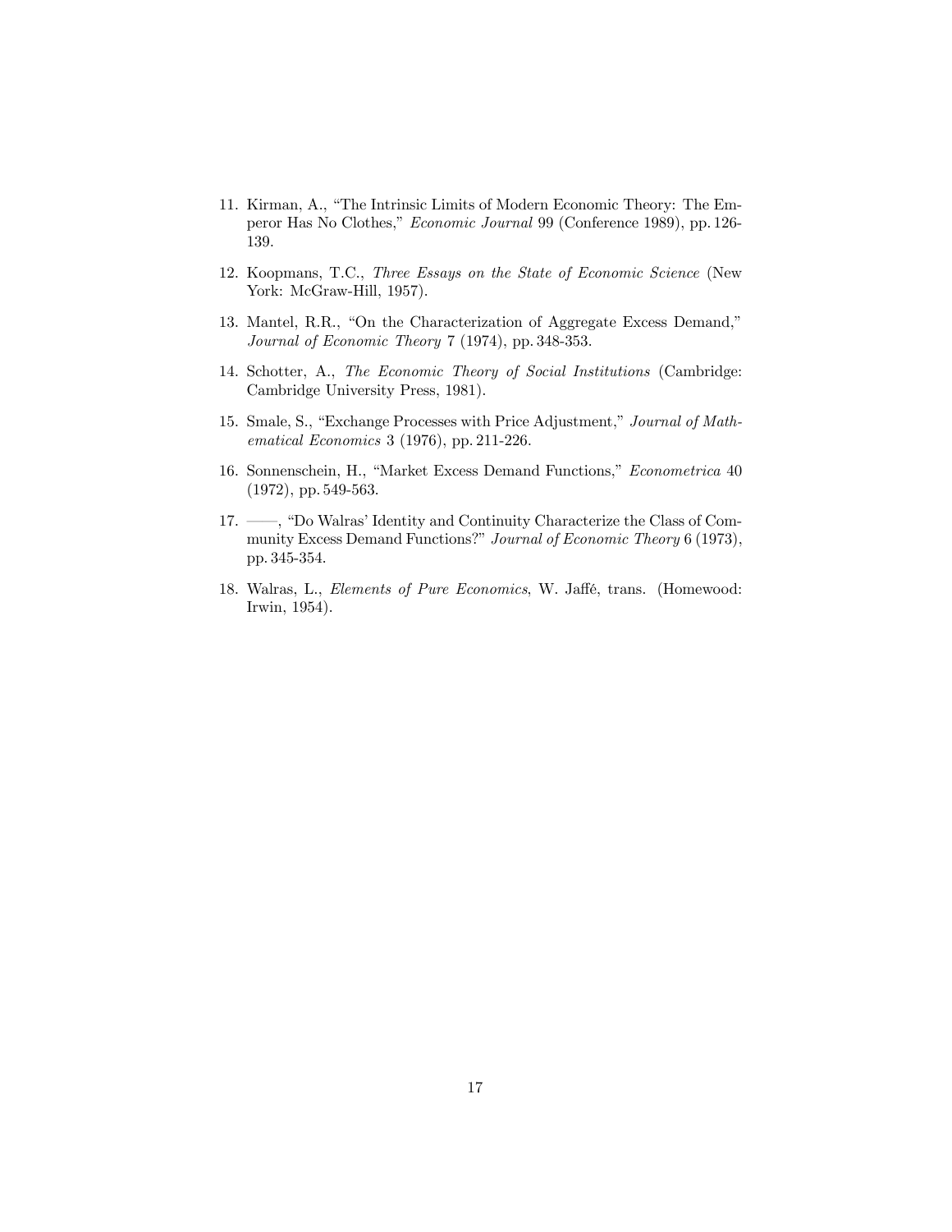11. Kirman, A., "The Intrinsic Limits of Modern Economic Theory: The Emperor Has No Clothes," *Economic Journal* 99 (Conference 1989), pp. 126-139.

12. Koopmans, T.C., *Three Essays on the State of Economic Science* (New York: McGraw-Hill, 1957).

13. Mantel, R.R., "On the Characterization of Aggregate Excess Demand," *Journal of Economic Theory* 7 (1974), pp. 348-353.

14. Schotter, A., *The Economic Theory of Social Institutions* (Cambridge: Cambridge University Press, 1981).

15. Smale, S., "Exchange Processes with Price Adjustment," *Journal of Mathematical Economics* 3 (1976), pp. 211-226.

16. Sonnenschein, H., "Market Excess Demand Functions," *Econometrica* 40 (1972), pp. 549-563.

17. ——, "Do Walras' Identity and Continuity Characterize the Class of Community Excess Demand Functions?" *Journal of Economic Theory* 6 (1973), pp. 345-354.

18. Walras, L., *Elements of Pure Economics*, W. Jaffé, trans. (Homewood: Irwin, 1954).